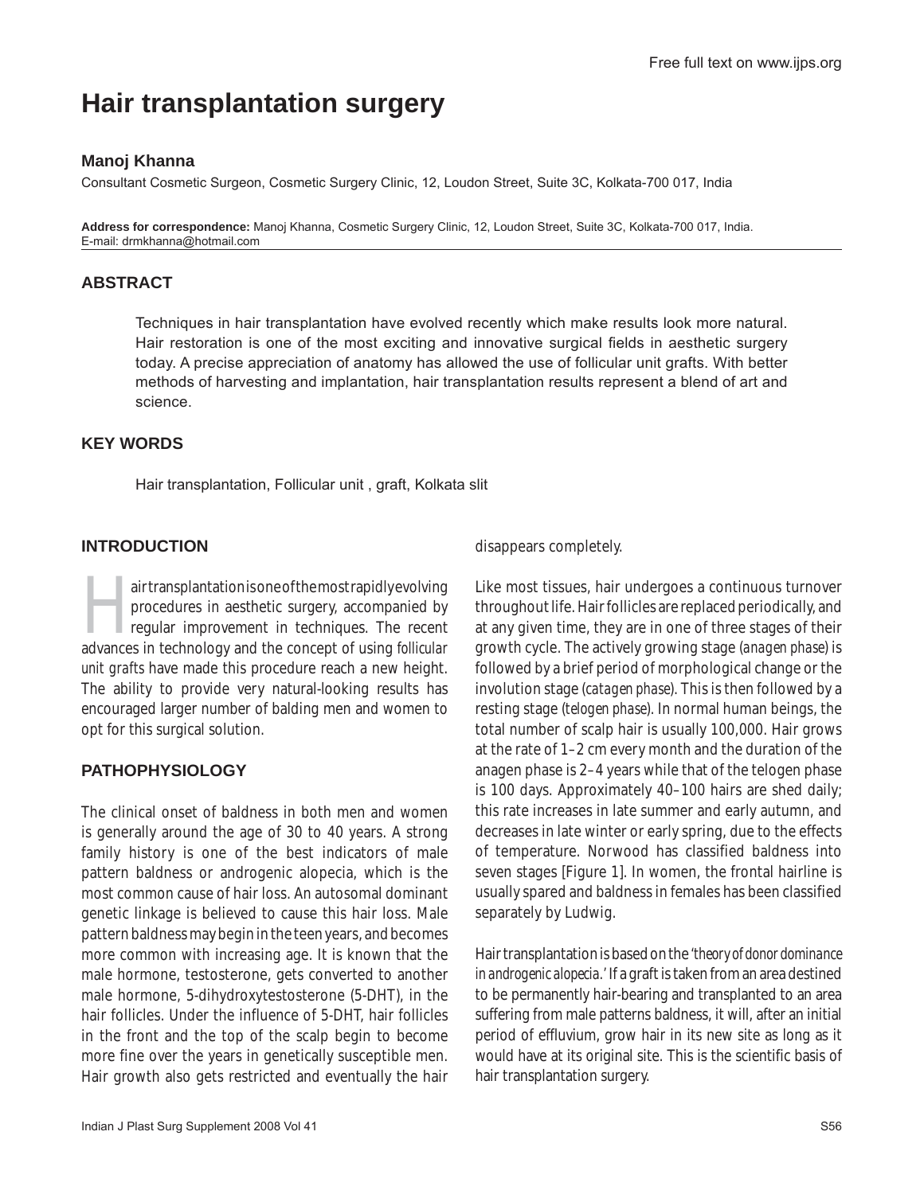# Hair transplantation surgery

**Manoj Khanna**

Consultant Cosmetic Surgeon, Cosmetic Surgery Clinic, 12, Loudon Street, Suite 3C, Kolkata-700 017, India

**Address for correspondence:** Manoj Khanna, Cosmetic Surgery Clinic, 12, Loudon Street, Suite 3C, Kolkata-700 017, India. E-mail: drmkhanna@hotmail.com

## ABSTRACT

Techniques in hair transplantation have evolved recently which make results look more natural. Hair restoration is one of the most exciting and innovative surgical fields in aesthetic surgery today. A precise appreciation of anatomy has allowed the use of follicular unit grafts. With better methods of harvesting and implantation, hair transplantation results represent a blend of art and science.

## KEY WORDS

Hair transplantation, Follicular unit , graft, Kolkata slit

## INTRODUCTION

Hair transplantation is one of the most rapidly evolving procedures in aesthetic surgery, accompanied by regular improvement in techniques. The recent advances in technology and the concept of using *follicular unit grafts* have made this procedure reach a new height. The ability to provide very natural-looking results has encouraged larger number of balding men and women to opt for this surgical solution.

## PATHOPHYSIOLOGY

The clinical onset of baldness in both men and women is generally around the age of 30 to 40 years. A strong family history is one of the best indicators of male pattern baldness or androgenic alopecia, which is the most common cause of hair loss. An autosomal dominant genetic linkage is believed to cause this hair loss. Male pattern baldness may begin in the teen years, and becomes more common with increasing age. It is known that the male hormone, testosterone, gets converted to another male hormone, 5-dihydroxytestosterone (5-DHT), in the hair follicles. Under the influence of 5-DHT, hair follicles in the front and the top of the scalp begin to become more fine over the years in genetically susceptible men. Hair growth also gets restricted and eventually the hair disappears completely.

Like most tissues, hair undergoes a continuous turnover throughout life. Hair follicles are replaced periodically, and at any given time, they are in one of three stages of their growth cycle. The actively growing stage (*anagen phase*) is followed by a brief period of morphological change or the involution stage (*catagen phase*). This is then followed by a resting stage (*telogen phase*). In normal human beings, the total number of scalp hair is usually 100,000. Hair grows at the rate of 1–2 cm every month and the duration of the anagen phase is 2–4 years while that of the telogen phase is 100 days. Approximately 40–100 hairs are shed daily; this rate increases in late summer and early autumn, and decreases in late winter or early spring, due to the effects of temperature. Norwood has classified baldness into seven stages [Figure 1]. In women, the frontal hairline is usually spared and baldness in females has been classified separately by Ludwig.

Hair transplantation is based on the *'theory of donor dominance in androgenic alopecia.'* If a graft is taken from an area destined to be permanently hair-bearing and transplanted to an area suffering from male patterns baldness, it will, after an initial period of effluvium, grow hair in its new site as long as it would have at its original site. This is the scientific basis of hair transplantation surgery.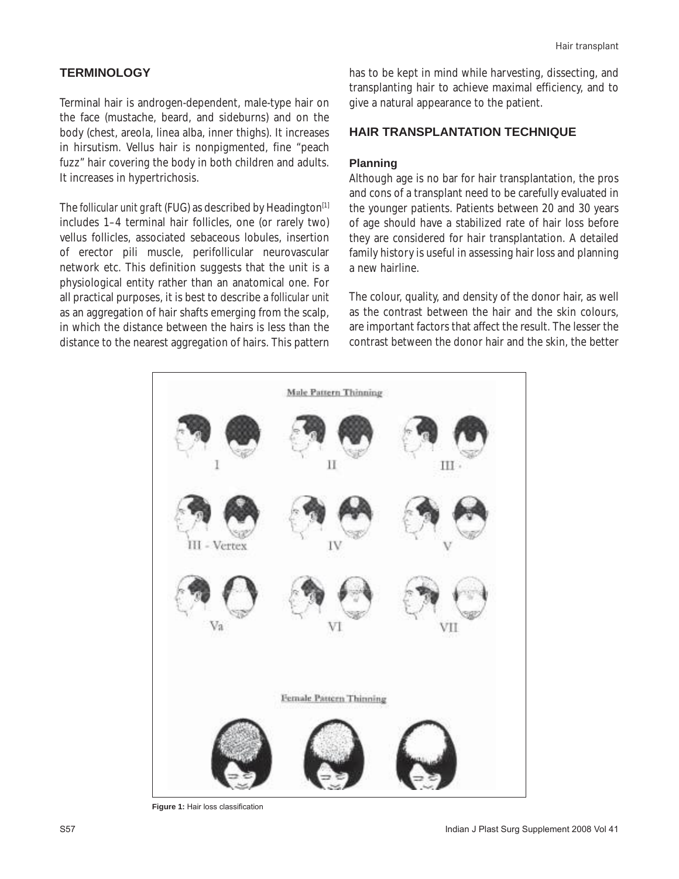## TERMINOLOGY

Terminal hair is androgen-dependent, male-type hair on the face (mustache, beard, and sideburns) and on the body (chest, areola, linea alba, inner thighs). It increases in hirsutism. Vellus hair is nonpigmented, fine "peach fuzz" hair covering the body in both children and adults. It increases in hypertrichosis.

The *follicular unit graft* (FUG) as described by Headington[1] includes 1–4 terminal hair follicles, one (or rarely two) vellus follicles, associated sebaceous lobules, insertion of erector pili muscle, perifollicular neurovascular network etc. This definition suggests that the unit is a physiological entity rather than an anatomical one. For all practical purposes, it is best to describe a *follicular unit* as an aggregation of hair shafts emerging from the scalp, in which the distance between the hairs is less than the distance to the nearest aggregation of hairs. This pattern has to be kept in mind while harvesting, dissecting, and transplanting hair to achieve maximal efficiency, and to give a natural appearance to the patient.

## HAIR TRANSPLANTATION TECHNIQUE

### Planning

Although age is no bar for hair transplantation, the pros and cons of a transplant need to be carefully evaluated in the younger patients. Patients between 20 and 30 years of age should have a stabilized rate of hair loss before they are considered for hair transplantation. A detailed family history is useful in assessing hair loss and planning a new hairline.

The colour, quality, and density of the donor hair, as well as the contrast between the hair and the skin colours, are important factors that affect the result. The lesser the contrast between the donor hair and the skin, the better

**Figure 1:** Hair loss classification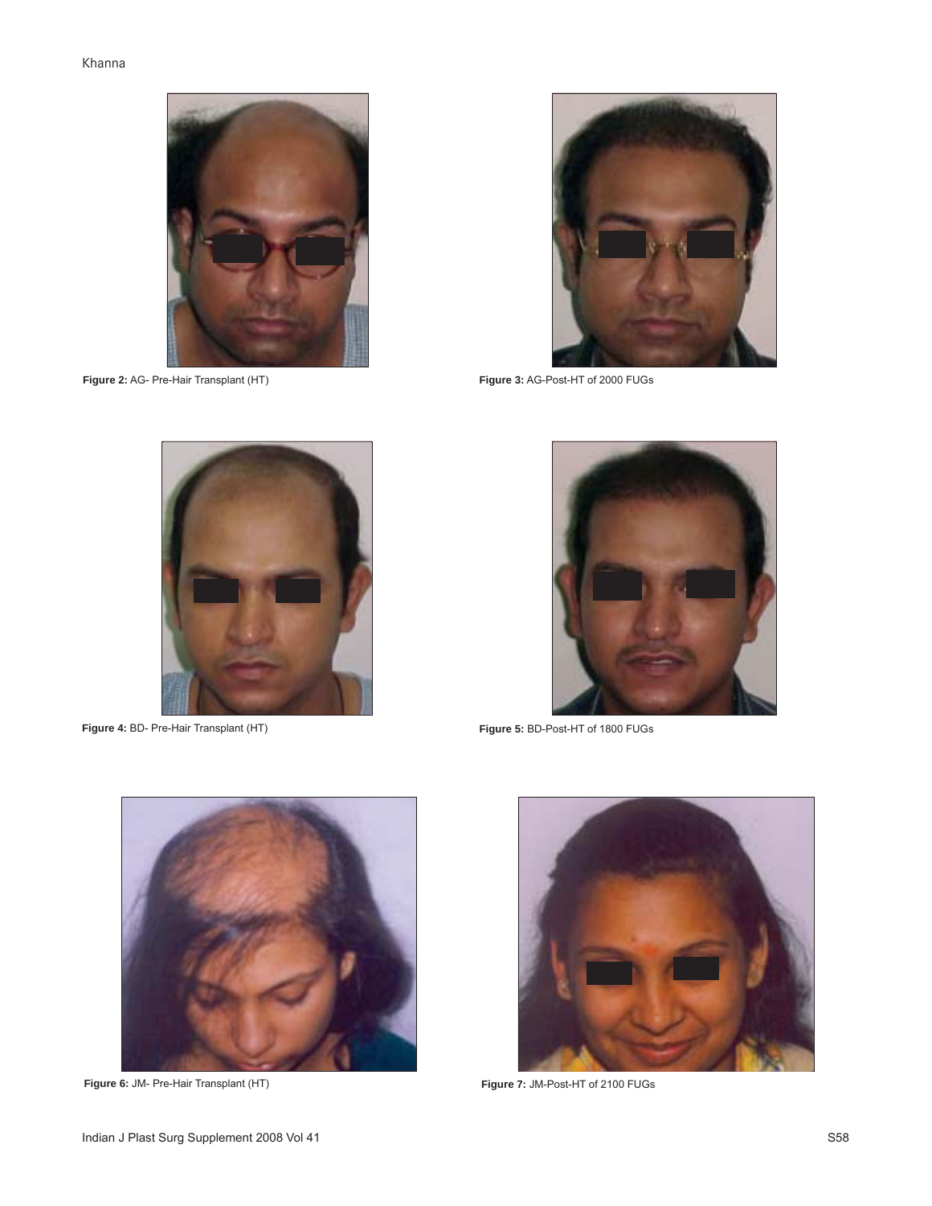**Figure 2:** AG- Pre-Hair Transplant (HT)

**Figure 3:** AG-Post-HT of 2000 FUGs

**Figure 4:** BD- Pre-Hair Transplant (HT)

**Figure 5:** BD-Post-HT of 1800 FUGs

**Figure 6:** JM- Pre-Hair Transplant (HT)

**Figure 7:** JM-Post-HT of 2100 FUGs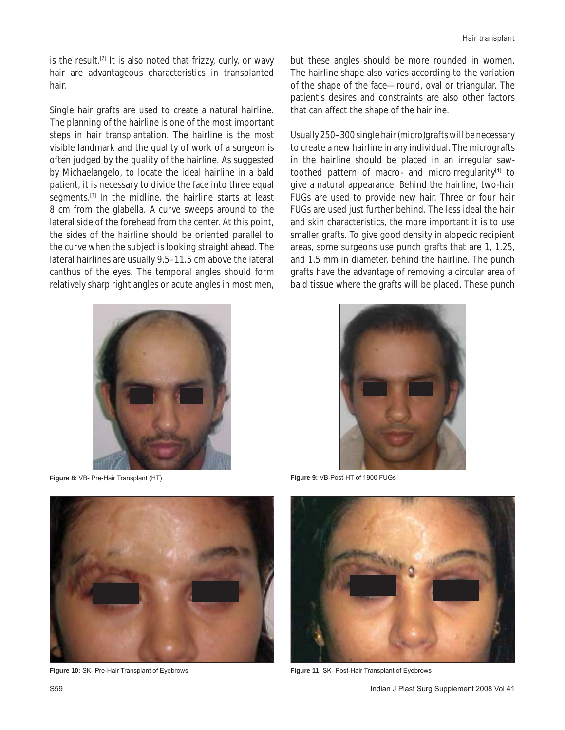is the result.[2] It is also noted that frizzy, curly, or wavy hair are advantageous characteristics in transplanted hair.

Single hair grafts are used to create a natural hairline. The planning of the hairline is one of the most important steps in hair transplantation. The hairline is the most visible landmark and the quality of work of a surgeon is often judged by the quality of the hairline. As suggested by Michaelangelo, to locate the ideal hairline in a bald patient, it is necessary to divide the face into three equal segments.[3] In the midline, the hairline starts at least 8 cm from the glabella. A curve sweeps around to the lateral side of the forehead from the center. At this point, the sides of the hairline should be oriented parallel to the curve when the subject is looking straight ahead. The lateral hairlines are usually 9.5–11.5 cm above the lateral canthus of the eyes. The temporal angles should form relatively sharp right angles or acute angles in most men, but these angles should be more rounded in women. The hairline shape also varies according to the variation of the shape of the face—round, oval or triangular. The patient's desires and constraints are also other factors that can affect the shape of the hairline.

Usually 250–300 single hair (micro)grafts will be necessary to create a new hairline in any individual. The micrografts in the hairline should be placed in an irregular saw-toothed pattern of macro- and microirregularity[4] to give a natural appearance. Behind the hairline, two-hair FUGs are used to provide new hair. Three or four hair FUGs are used just further behind. The less ideal the hair and skin characteristics, the more important it is to use smaller grafts. To give good density in alopecic recipient areas, some surgeons use punch grafts that are 1, 1.25, and 1.5 mm in diameter, behind the hairline. The punch grafts have the advantage of removing a circular area of bald tissue where the grafts will be placed. These punch

**Figure 8:** VB- Pre-Hair Transplant (HT)

**Figure 9:** VB-Post-HT of 1900 FUGs

**Figure 10:** SK- Pre-Hair Transplant of Eyebrows

**Figure 11:** SK- Post-Hair Transplant of Eyebrows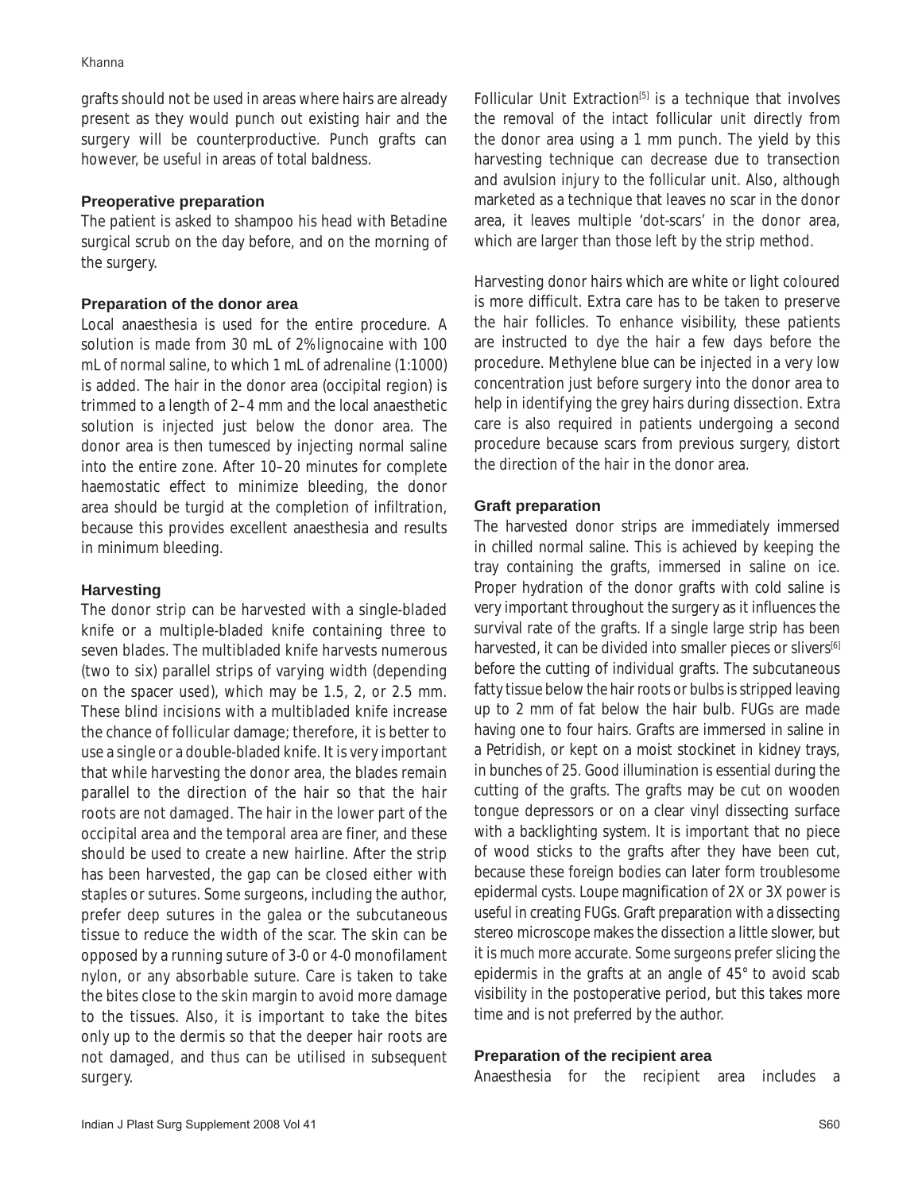grafts should not be used in areas where hairs are already present as they would punch out existing hair and the surgery will be counterproductive. Punch grafts can however, be useful in areas of total baldness.

### Preoperative preparation

The patient is asked to shampoo his head with Betadine surgical scrub on the day before, and on the morning of the surgery.

### Preparation of the donor area

Local anaesthesia is used for the entire procedure. A solution is made from 30 mL of 2% lignocaine with 100 mL of normal saline, to which 1 mL of adrenaline (1:1000) is added. The hair in the donor area (occipital region) is trimmed to a length of 2–4 mm and the local anaesthetic solution is injected just below the donor area. The donor area is then tumesced by injecting normal saline into the entire zone. After 10–20 minutes for complete haemostatic effect to minimize bleeding, the donor area should be turgid at the completion of infiltration, because this provides excellent anaesthesia and results in minimum bleeding.

### Harvesting

The donor strip can be harvested with a single-bladed knife or a multiple-bladed knife containing three to seven blades. The multibladed knife harvests numerous (two to six) parallel strips of varying width (depending on the spacer used), which may be 1.5, 2, or 2.5 mm. These blind incisions with a multibladed knife increase the chance of follicular damage; therefore, it is better to use a single or a double-bladed knife. It is very important that while harvesting the donor area, the blades remain parallel to the direction of the hair so that the hair roots are not damaged. The hair in the lower part of the occipital area and the temporal area are finer, and these should be used to create a new hairline. After the strip has been harvested, the gap can be closed either with staples or sutures. Some surgeons, including the author, prefer deep sutures in the galea or the subcutaneous tissue to reduce the width of the scar. The skin can be opposed by a running suture of 3-0 or 4-0 monofilament nylon, or any absorbable suture. Care is taken to take the bites close to the skin margin to avoid more damage to the tissues. Also, it is important to take the bites only up to the dermis so that the deeper hair roots are not damaged, and thus can be utilised in subsequent surgery.

Follicular Unit Extraction[5] is a technique that involves the removal of the intact follicular unit directly from the donor area using a 1 mm punch. The yield by this harvesting technique can decrease due to transection and avulsion injury to the follicular unit. Also, although marketed as a technique that leaves no scar in the donor area, it leaves multiple 'dot-scars' in the donor area, which are larger than those left by the strip method.

Harvesting donor hairs which are white or light coloured is more difficult. Extra care has to be taken to preserve the hair follicles. To enhance visibility, these patients are instructed to dye the hair a few days before the procedure. Methylene blue can be injected in a very low concentration just before surgery into the donor area to help in identifying the grey hairs during dissection. Extra care is also required in patients undergoing a second procedure because scars from previous surgery, distort the direction of the hair in the donor area.

### Graft preparation

The harvested donor strips are immediately immersed in chilled normal saline. This is achieved by keeping the tray containing the grafts, immersed in saline on ice. Proper hydration of the donor grafts with cold saline is very important throughout the surgery as it influences the survival rate of the grafts. If a single large strip has been harvested, it can be divided into smaller pieces or slivers[6] before the cutting of individual grafts. The subcutaneous fatty tissue below the hair roots or bulbs is stripped leaving up to 2 mm of fat below the hair bulb. FUGs are made having one to four hairs. Grafts are immersed in saline in a Petridish, or kept on a moist stockinet in kidney trays, in bunches of 25. Good illumination is essential during the cutting of the grafts. The grafts may be cut on wooden tongue depressors or on a clear vinyl dissecting surface with a backlighting system. It is important that no piece of wood sticks to the grafts after they have been cut, because these foreign bodies can later form troublesome epidermal cysts. Loupe magnification of 2X or 3X power is useful in creating FUGs. Graft preparation with a dissecting stereo microscope makes the dissection a little slower, but it is much more accurate. Some surgeons prefer slicing the epidermis in the grafts at an angle of 45° to avoid scab visibility in the postoperative period, but this takes more time and is not preferred by the author.

### Preparation of the recipient area

Anaesthesia for the recipient area includes a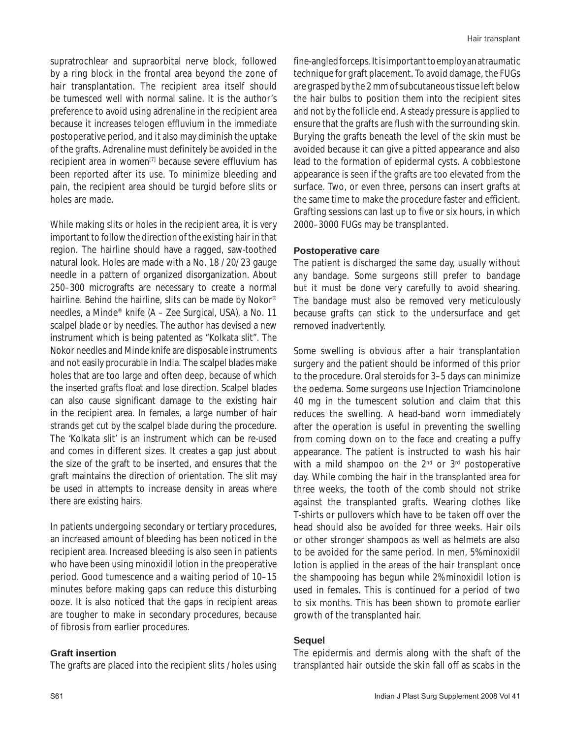supratrochlear and supraorbital nerve block, followed by a ring block in the frontal area beyond the zone of hair transplantation. The recipient area itself should be tumesced well with normal saline. It is the author's preference to avoid using adrenaline in the recipient area because it increases telogen effluvium in the immediate postoperative period, and it also may diminish the uptake of the grafts. Adrenaline must definitely be avoided in the recipient area in women[7] because severe effluvium has been reported after its use. To minimize bleeding and pain, the recipient area should be turgid before slits or holes are made.

While making slits or holes in the recipient area, it is very important to follow the direction of the existing hair in that region. The hairline should have a ragged, saw-toothed natural look. Holes are made with a No. 18 / 20/ 23 gauge needle in a pattern of organized disorganization. About 250–300 micrografts are necessary to create a normal hairline. Behind the hairline, slits can be made by Nokor® needles, a Minde® knife (A – Zee Surgical, USA), a No. 11 scalpel blade or by needles. The author has devised a new instrument which is being patented as "Kolkata slit". The Nokor needles and Minde knife are disposable instruments and not easily procurable in India. The scalpel blades make holes that are too large and often deep, because of which the inserted grafts float and lose direction. Scalpel blades can also cause significant damage to the existing hair in the recipient area. In females, a large number of hair strands get cut by the scalpel blade during the procedure. The 'Kolkata slit' is an instrument which can be re-used and comes in different sizes. It creates a gap just about the size of the graft to be inserted, and ensures that the graft maintains the direction of orientation. The slit may be used in attempts to increase density in areas where there are existing hairs.

In patients undergoing secondary or tertiary procedures, an increased amount of bleeding has been noticed in the recipient area. Increased bleeding is also seen in patients who have been using minoxidil lotion in the preoperative period. Good tumescence and a waiting period of 10–15 minutes before making gaps can reduce this disturbing ooze. It is also noticed that the gaps in recipient areas are tougher to make in secondary procedures, because of fibrosis from earlier procedures.

### Graft insertion

The grafts are placed into the recipient slits / holes using fine-angled forceps. It is important to employ an atraumatic technique for graft placement. To avoid damage, the FUGs are grasped by the 2 mm of subcutaneous tissue left below the hair bulbs to position them into the recipient sites and not by the follicle end. A steady pressure is applied to ensure that the grafts are flush with the surrounding skin. Burying the grafts beneath the level of the skin must be avoided because it can give a pitted appearance and also lead to the formation of epidermal cysts. A cobblestone appearance is seen if the grafts are too elevated from the surface. Two, or even three, persons can insert grafts at the same time to make the procedure faster and efficient. Grafting sessions can last up to five or six hours, in which 2000–3000 FUGs may be transplanted.

### Postoperative care

The patient is discharged the same day, usually without any bandage. Some surgeons still prefer to bandage but it must be done very carefully to avoid shearing. The bandage must also be removed very meticulously because grafts can stick to the undersurface and get removed inadvertently.

Some swelling is obvious after a hair transplantation surgery and the patient should be informed of this prior to the procedure. Oral steroids for 3–5 days can minimize the oedema. Some surgeons use Injection Triamcinolone 40 mg in the tumescent solution and claim that this reduces the swelling. A head-band worn immediately after the operation is useful in preventing the swelling from coming down on to the face and creating a puffy appearance. The patient is instructed to wash his hair with a mild shampoo on the 2nd or 3rd postoperative day. While combing the hair in the transplanted area for three weeks, the tooth of the comb should not strike against the transplanted grafts. Wearing clothes like T-shirts or pullovers which have to be taken off over the head should also be avoided for three weeks. Hair oils or other stronger shampoos as well as helmets are also to be avoided for the same period. In men, 5% minoxidil lotion is applied in the areas of the hair transplant once the shampooing has begun while 2% minoxidil lotion is used in females. This is continued for a period of two to six months. This has been shown to promote earlier growth of the transplanted hair.

### Sequel

The epidermis and dermis along with the shaft of the transplanted hair outside the skin fall off as scabs in the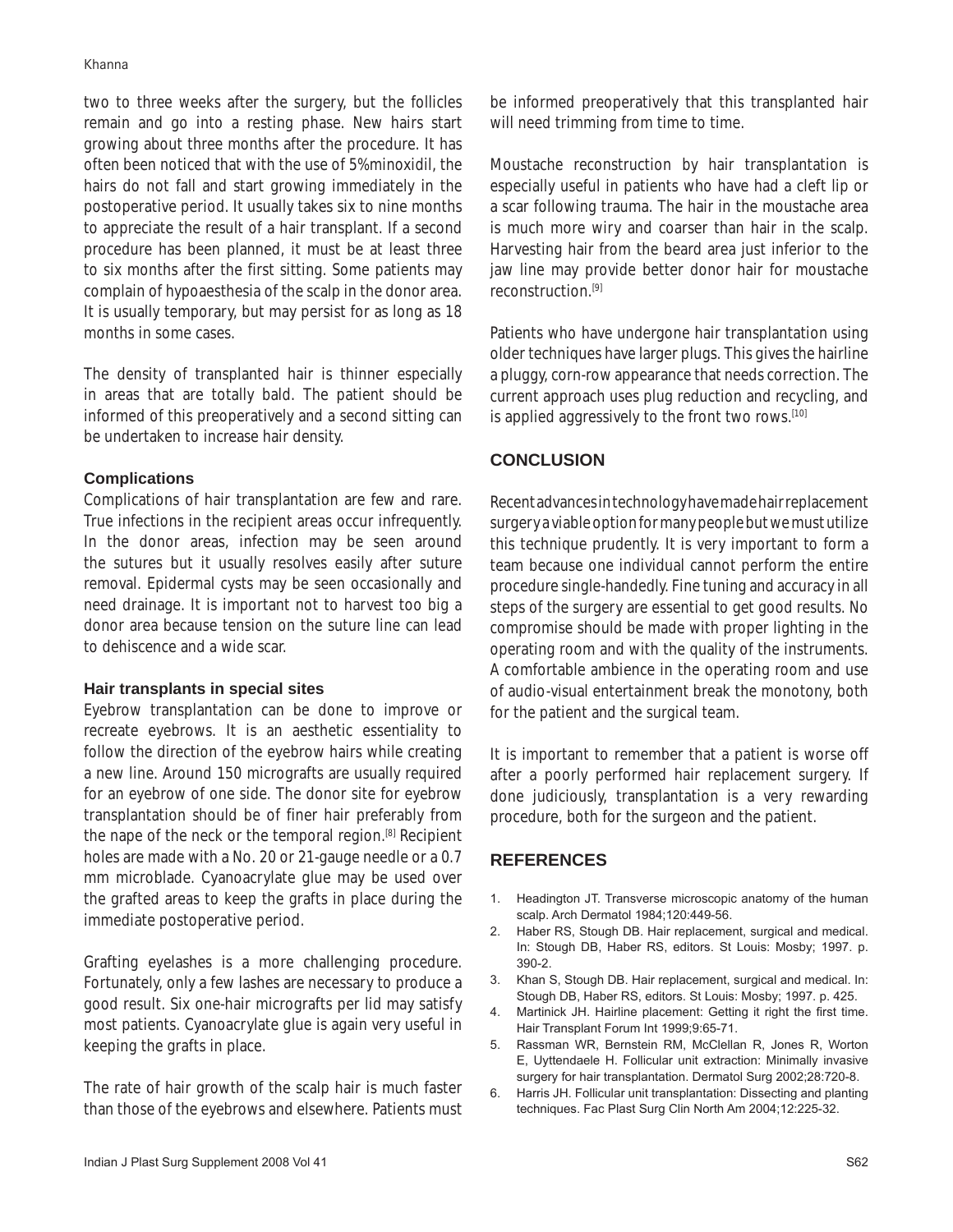two to three weeks after the surgery, but the follicles remain and go into a resting phase. New hairs start growing about three months after the procedure. It has often been noticed that with the use of 5%minoxidil, the hairs do not fall and start growing immediately in the postoperative period. It usually takes six to nine months to appreciate the result of a hair transplant. If a second procedure has been planned, it must be at least three to six months after the first sitting. Some patients may complain of hypoaesthesia of the scalp in the donor area. It is usually temporary, but may persist for as long as 18 months in some cases.

The density of transplanted hair is thinner especially in areas that are totally bald. The patient should be informed of this preoperatively and a second sitting can be undertaken to increase hair density.

### Complications

Complications of hair transplantation are few and rare. True infections in the recipient areas occur infrequently. In the donor areas, infection may be seen around the sutures but it usually resolves easily after suture removal. Epidermal cysts may be seen occasionally and need drainage. It is important not to harvest too big a donor area because tension on the suture line can lead to dehiscence and a wide scar.

### Hair transplants in special sites

Eyebrow transplantation can be done to improve or recreate eyebrows. It is an aesthetic essentiality to follow the direction of the eyebrow hairs while creating a new line. Around 150 micrografts are usually required for an eyebrow of one side. The donor site for eyebrow transplantation should be of finer hair preferably from the nape of the neck or the temporal region.[8] Recipient holes are made with a No. 20 or 21-gauge needle or a 0.7 mm microblade. Cyanoacrylate glue may be used over the grafted areas to keep the grafts in place during the immediate postoperative period.

Grafting eyelashes is a more challenging procedure. Fortunately, only a few lashes are necessary to produce a good result. Six one-hair micrografts per lid may satisfy most patients. Cyanoacrylate glue is again very useful in keeping the grafts in place.

The rate of hair growth of the scalp hair is much faster than those of the eyebrows and elsewhere. Patients must be informed preoperatively that this transplanted hair will need trimming from time to time.

Moustache reconstruction by hair transplantation is especially useful in patients who have had a cleft lip or a scar following trauma. The hair in the moustache area is much more wiry and coarser than hair in the scalp. Harvesting hair from the beard area just inferior to the jaw line may provide better donor hair for moustache reconstruction.[9]

Patients who have undergone hair transplantation using older techniques have larger plugs. This gives the hairline a pluggy, corn-row appearance that needs correction. The current approach uses plug reduction and recycling, and is applied aggressively to the front two rows.[10]

## CONCLUSION

Recent advances in technology have made hair replacement surgery a viable option for many people but we must utilize this technique prudently. It is very important to form a team because one individual cannot perform the entire procedure single-handedly. Fine tuning and accuracy in all steps of the surgery are essential to get good results. No compromise should be made with proper lighting in the operating room and with the quality of the instruments. A comfortable ambience in the operating room and use of audio-visual entertainment break the monotony, both for the patient and the surgical team.

It is important to remember that a patient is worse off after a poorly performed hair replacement surgery. If done judiciously, transplantation is a very rewarding procedure, both for the surgeon and the patient.

## REFERENCES

1. Headington JT. Transverse microscopic anatomy of the human scalp. Arch Dermatol 1984;120:449-56.
2. Haber RS, Stough DB. Hair replacement, surgical and medical. In: Stough DB, Haber RS, editors. St Louis: Mosby; 1997. p. 390-2.
3. Khan S, Stough DB. Hair replacement, surgical and medical. In: Stough DB, Haber RS, editors. St Louis: Mosby; 1997. p. 425.
4. Martinick JH. Hairline placement: Getting it right the first time. Hair Transplant Forum Int 1999;9:65-71.
5. Rassman WR, Bernstein RM, McClellan R, Jones R, Worton E, Uyttendaele H. Follicular unit extraction: Minimally invasive surgery for hair transplantation. Dermatol Surg 2002;28:720-8.
6. Harris JH. Follicular unit transplantation: Dissecting and planting techniques. Fac Plast Surg Clin North Am 2004;12:225-32.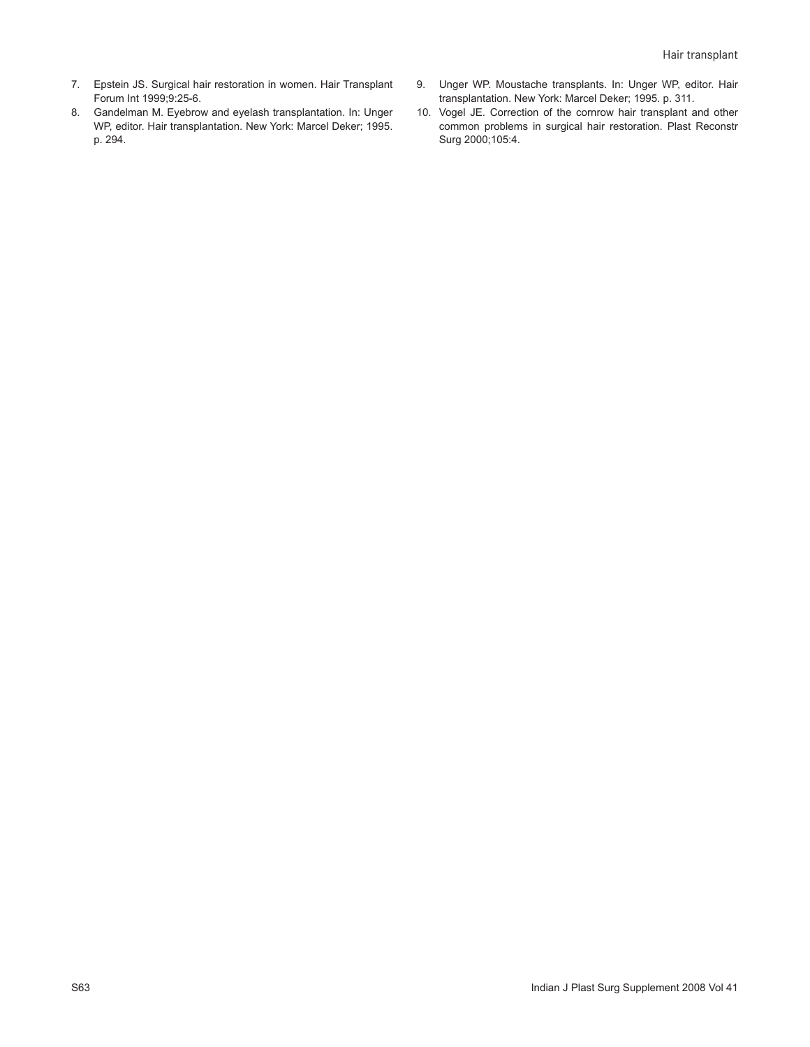7. Epstein JS. Surgical hair restoration in women. Hair Transplant Forum Int 1999;9:25-6.
8. Gandelman M. Eyebrow and eyelash transplantation. In: Unger WP, editor. Hair transplantation. New York: Marcel Deker; 1995. p. 294.
9. Unger WP. Moustache transplants. In: Unger WP, editor. Hair transplantation. New York: Marcel Deker; 1995. p. 311.
10. Vogel JE. Correction of the cornrow hair transplant and other common problems in surgical hair restoration. Plast Reconstr Surg 2000;105:4.